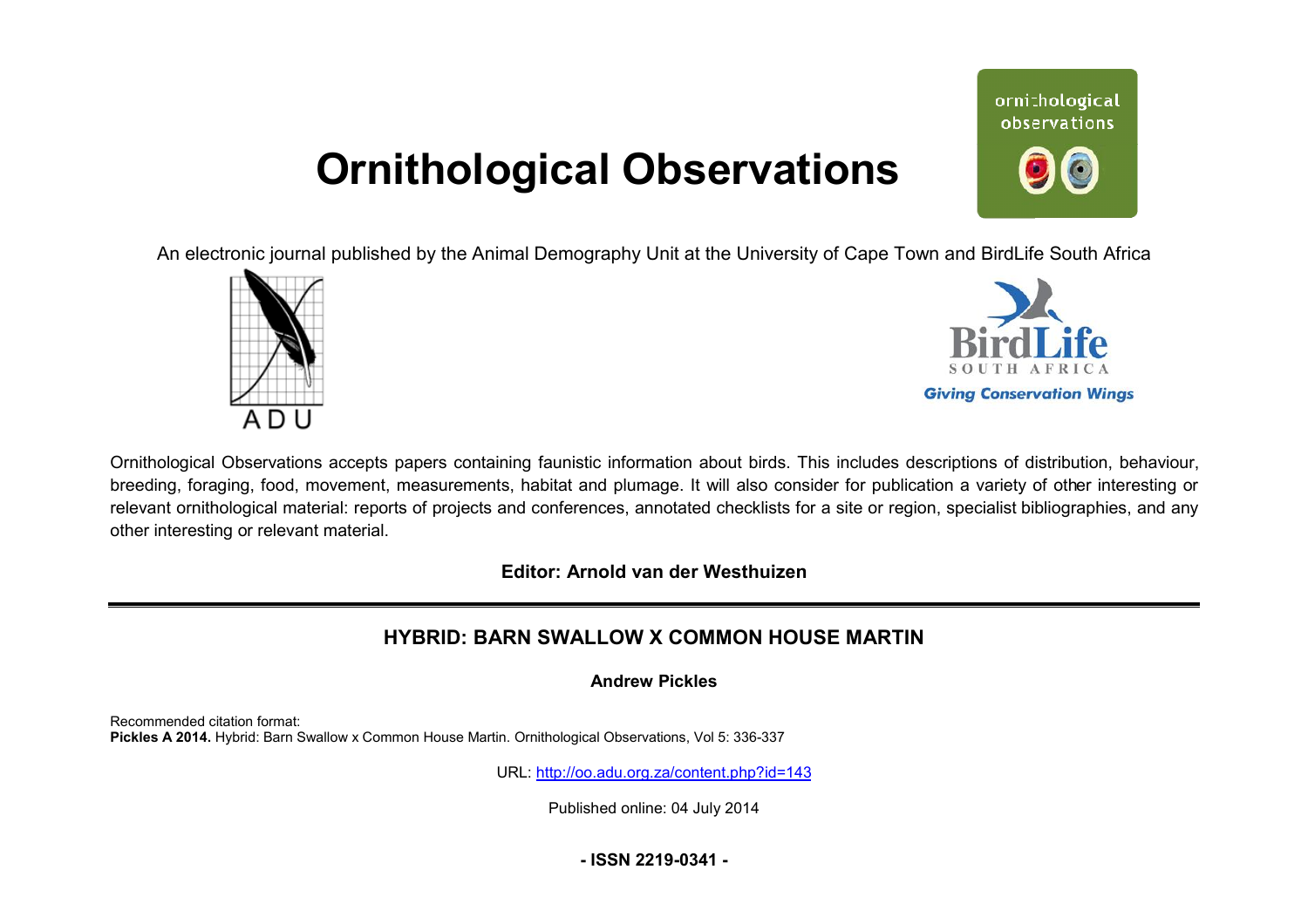# Ornithological Observations

An electronic journal published by the Animal Demography Unit at the University of Cape Town and BirdLife South Africa

Ornithological Observations accepts papers containing faunistic information about birds. This includes descriptions of distribution, behaviour, breeding, foraging, food, movement, measurements, habitat and plumage. It will also consider for publication a variety of other interesting or relevant ornithological material: reports of projects and conferences, annotated checklists for a site or region, specialist bibliographies, and any other interesting or relevant material.

**Editor: Arnold van der Westhuizen**

---

## HYBRID: BARN SWALLOW X COMMON HOUSE MARTIN

**Andrew Pickles**

Recommended citation format:
**Pickles A 2014.** Hybrid: Barn Swallow x Common House Martin. Ornithological Observations, Vol 5: 336-337

URL: http://oo.adu.org.za/content.php?id=143

Published online: 04 July 2014

**- ISSN 2219-0341 -**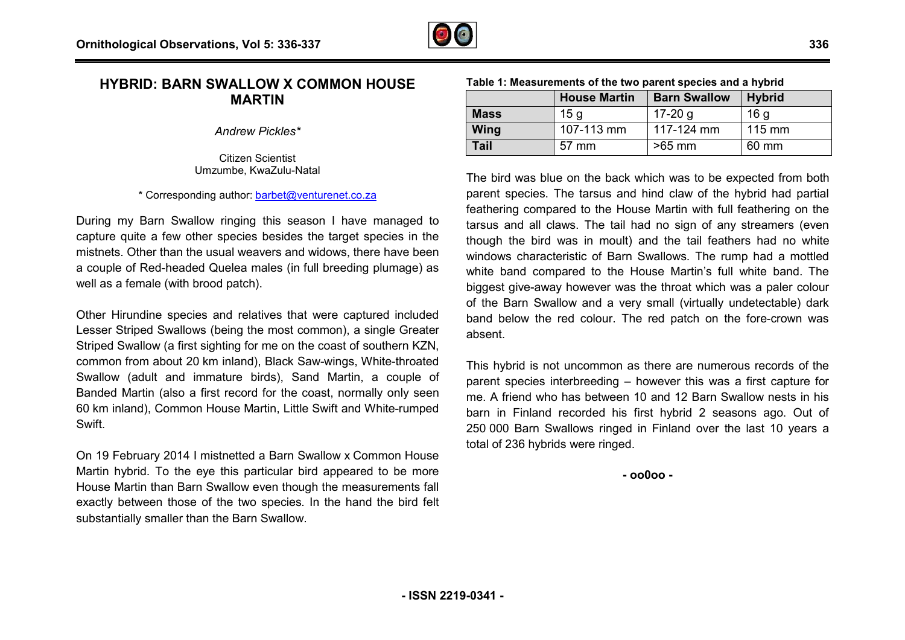# HYBRID: BARN SWALLOW X COMMON HOUSE MARTIN

*Andrew Pickles\**

Citizen Scientist
Umzumbe, KwaZulu-Natal

\* Corresponding author: barbet@venturenet.co.za

During my Barn Swallow ringing this season I have managed to capture quite a few other species besides the target species in the mistnets. Other than the usual weavers and widows, there have been a couple of Red-headed Quelea males (in full breeding plumage) as well as a female (with brood patch).

Other Hirundine species and relatives that were captured included Lesser Striped Swallows (being the most common), a single Greater Striped Swallow (a first sighting for me on the coast of southern KZN, common from about 20 km inland), Black Saw-wings, White-throated Swallow (adult and immature birds), Sand Martin, a couple of Banded Martin (also a first record for the coast, normally only seen 60 km inland), Common House Martin, Little Swift and White-rumped Swift.

On 19 February 2014 I mistnetted a Barn Swallow x Common House Martin hybrid. To the eye this particular bird appeared to be more House Martin than Barn Swallow even though the measurements fall exactly between those of the two species. In the hand the bird felt substantially smaller than the Barn Swallow.

**Table 1: Measurements of the two parent species and a hybrid**

| | House Martin | Barn Swallow | Hybrid |
|---|---|---|---|
| **Mass** | 15 g | 17-20 g | 16 g |
| **Wing** | 107-113 mm | 117-124 mm | 115 mm |
| **Tail** | 57 mm | >65 mm | 60 mm |

The bird was blue on the back which was to be expected from both parent species. The tarsus and hind claw of the hybrid had partial feathering compared to the House Martin with full feathering on the tarsus and all claws. The tail had no sign of any streamers (even though the bird was in moult) and the tail feathers had no white windows characteristic of Barn Swallows. The rump had a mottled white band compared to the House Martin's full white band. The biggest give-away however was the throat which was a paler colour of the Barn Swallow and a very small (virtually undetectable) dark band below the red colour. The red patch on the fore-crown was absent.

This hybrid is not uncommon as there are numerous records of the parent species interbreeding – however this was a first capture for me. A friend who has between 10 and 12 Barn Swallow nests in his barn in Finland recorded his first hybrid 2 seasons ago. Out of 250 000 Barn Swallows ringed in Finland over the last 10 years a total of 236 hybrids were ringed.

**- oo0oo -**